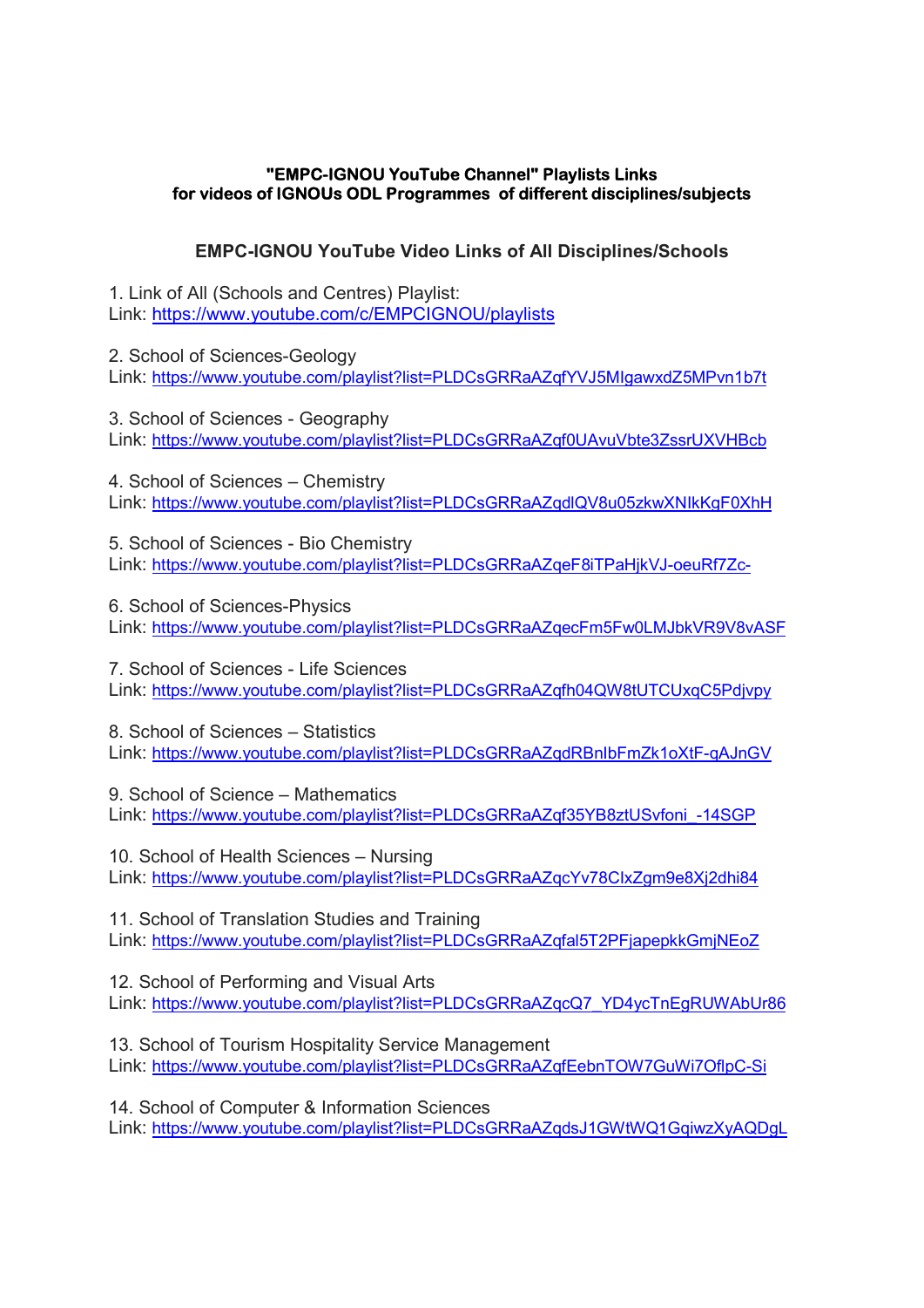**"EMPC-IGNOU YouTube Channel" Playlists Links**
**for videos of IGNOUs ODL Programmes of different disciplines/subjects**

## EMPC-IGNOU YouTube Video Links of All Disciplines/Schools

1. Link of All (Schools and Centres) Playlist:
Link: https://www.youtube.com/c/EMPCIGNOU/playlists

2. School of Sciences-Geology
Link: https://www.youtube.com/playlist?list=PLDCsGRRaAZqfYVJ5MIgawxdZ5MPvn1b7t

3. School of Sciences - Geography
Link: https://www.youtube.com/playlist?list=PLDCsGRRaAZqf0UAvuVbte3ZssrUXVHBcb

4. School of Sciences – Chemistry
Link: https://www.youtube.com/playlist?list=PLDCsGRRaAZqdlQV8u05zkwXNIkKgF0XhH

5. School of Sciences - Bio Chemistry
Link: https://www.youtube.com/playlist?list=PLDCsGRRaAZqeF8iTPaHjkVJ-oeuRf7Zc-

6. School of Sciences-Physics
Link: https://www.youtube.com/playlist?list=PLDCsGRRaAZqecFm5Fw0LMJbkVR9V8vASF

7. School of Sciences - Life Sciences
Link: https://www.youtube.com/playlist?list=PLDCsGRRaAZqfh04QW8tUTCUxqC5Pdjvpy

8. School of Sciences – Statistics
Link: https://www.youtube.com/playlist?list=PLDCsGRRaAZqdRBnIbFmZk1oXtF-qAJnGV

9. School of Science – Mathematics
Link: https://www.youtube.com/playlist?list=PLDCsGRRaAZqf35YB8ztUSvfoni_-14SGP

10. School of Health Sciences – Nursing
Link: https://www.youtube.com/playlist?list=PLDCsGRRaAZqcYv78ClxZgm9e8Xj2dhi84

11. School of Translation Studies and Training
Link: https://www.youtube.com/playlist?list=PLDCsGRRaAZqfal5T2PFjapepkkGmjNEoZ

12. School of Performing and Visual Arts
Link: https://www.youtube.com/playlist?list=PLDCsGRRaAZqcQ7_YD4ycTnEgRUWAbUr86

13. School of Tourism Hospitality Service Management
Link: https://www.youtube.com/playlist?list=PLDCsGRRaAZqfEebnTOW7GuWi7OflpC-Si

14. School of Computer & Information Sciences
Link: https://www.youtube.com/playlist?list=PLDCsGRRaAZqdsJ1GWtWQ1GqiwzXyAQDgL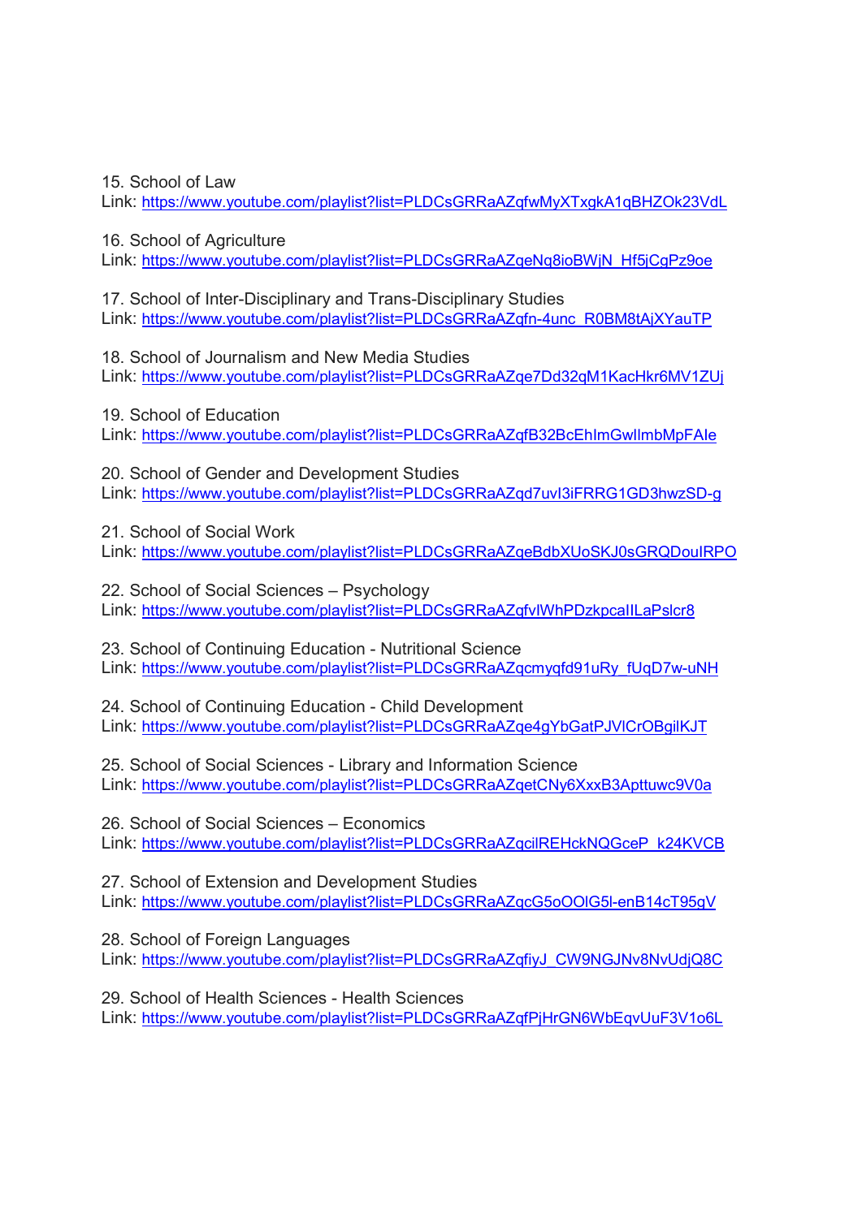15. School of Law
Link: https://www.youtube.com/playlist?list=PLDCsGRRaAZqfwMyXTxgkA1qBHZOk23VdL

16. School of Agriculture
Link: https://www.youtube.com/playlist?list=PLDCsGRRaAZqeNq8ioBWjN_Hf5jCgPz9oe

17. School of Inter-Disciplinary and Trans-Disciplinary Studies
Link: https://www.youtube.com/playlist?list=PLDCsGRRaAZqfn-4unc_R0BM8tAjXYauTP

18. School of Journalism and New Media Studies
Link: https://www.youtube.com/playlist?list=PLDCsGRRaAZqe7Dd32qM1KacHkr6MV1ZUj

19. School of Education
Link: https://www.youtube.com/playlist?list=PLDCsGRRaAZqfB32BcEhImGwlImbMpFAIe

20. School of Gender and Development Studies
Link: https://www.youtube.com/playlist?list=PLDCsGRRaAZqd7uvI3iFRRG1GD3hwzSD-g

21. School of Social Work
Link: https://www.youtube.com/playlist?list=PLDCsGRRaAZqeBdbXUoSKJ0sGRQDouIRPO

22. School of Social Sciences – Psychology
Link: https://www.youtube.com/playlist?list=PLDCsGRRaAZqfvIWhPDzkpcalILaPslcr8

23. School of Continuing Education - Nutritional Science
Link: https://www.youtube.com/playlist?list=PLDCsGRRaAZqcmyqfd91uRy_fUqD7w-uNH

24. School of Continuing Education - Child Development
Link: https://www.youtube.com/playlist?list=PLDCsGRRaAZqe4gYbGatPJVlCrOBgilKJT

25. School of Social Sciences - Library and Information Science
Link: https://www.youtube.com/playlist?list=PLDCsGRRaAZqetCNy6XxxB3Apttuwc9V0a

26. School of Social Sciences – Economics
Link: https://www.youtube.com/playlist?list=PLDCsGRRaAZqcilREHckNQGceP_k24KVCB

27. School of Extension and Development Studies
Link: https://www.youtube.com/playlist?list=PLDCsGRRaAZqcG5oOOlG5l-enB14cT95gV

28. School of Foreign Languages
Link: https://www.youtube.com/playlist?list=PLDCsGRRaAZqfiyJ_CW9NGJNv8NvUdjQ8C

29. School of Health Sciences - Health Sciences
Link: https://www.youtube.com/playlist?list=PLDCsGRRaAZqfPjHrGN6WbEqvUuF3V1o6L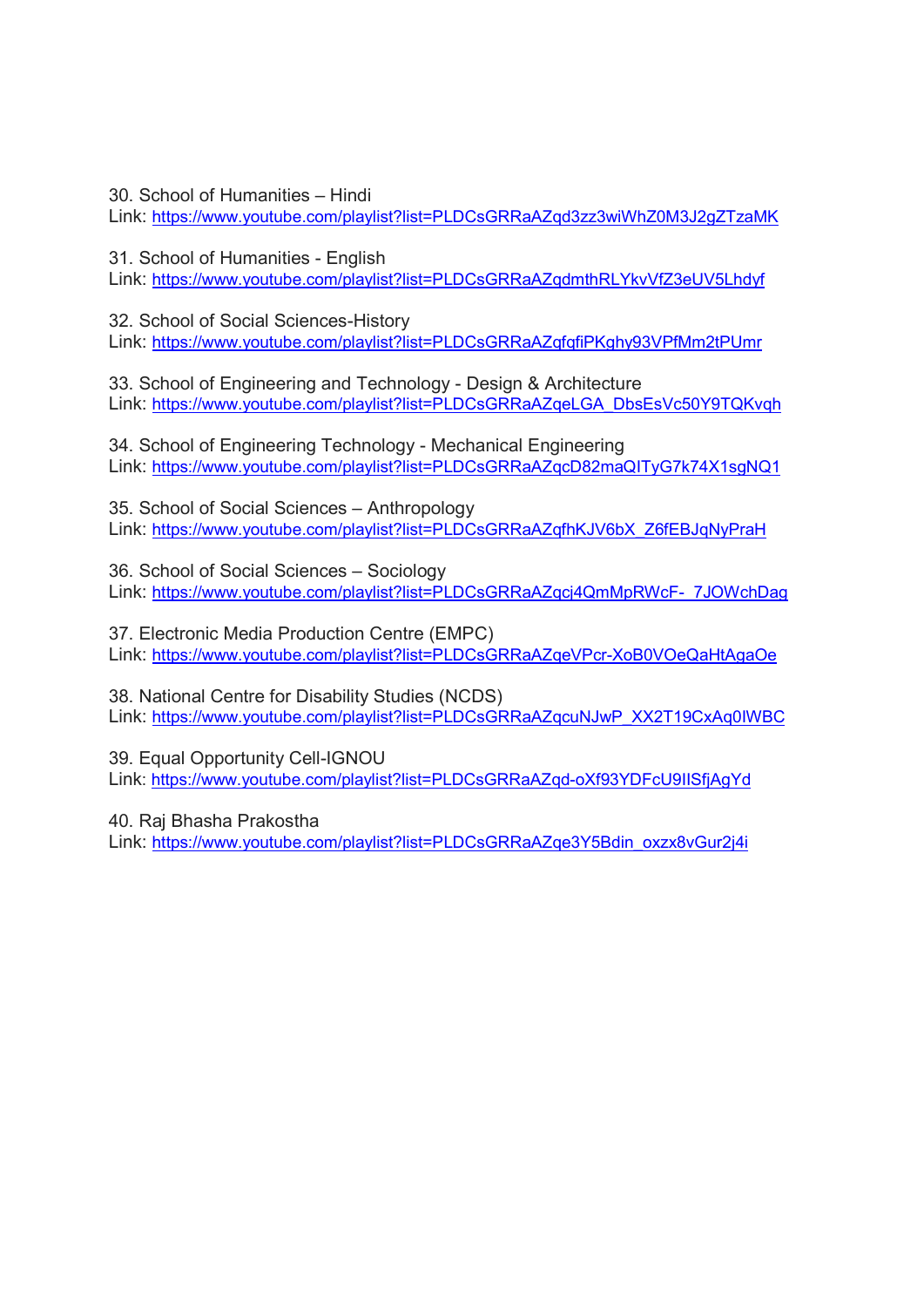30. School of Humanities – Hindi
Link: https://www.youtube.com/playlist?list=PLDCsGRRaAZqd3zz3wiWhZ0M3J2gZTzaMK

31. School of Humanities - English
Link: https://www.youtube.com/playlist?list=PLDCsGRRaAZqdmthRLYkvVfZ3eUV5Lhdyf

32. School of Social Sciences-History
Link: https://www.youtube.com/playlist?list=PLDCsGRRaAZqfqfiPKghy93VPfMm2tPUmr

33. School of Engineering and Technology - Design & Architecture
Link: https://www.youtube.com/playlist?list=PLDCsGRRaAZqeLGA_DbsEsVc50Y9TQKvqh

34. School of Engineering Technology - Mechanical Engineering
Link: https://www.youtube.com/playlist?list=PLDCsGRRaAZqcD82maQITyG7k74X1sgNQ1

35. School of Social Sciences – Anthropology
Link: https://www.youtube.com/playlist?list=PLDCsGRRaAZqfhKJV6bX_Z6fEBJqNyPraH

36. School of Social Sciences – Sociology
Link: https://www.youtube.com/playlist?list=PLDCsGRRaAZqcj4QmMpRWcF-_7JOWchDag

37. Electronic Media Production Centre (EMPC)
Link: https://www.youtube.com/playlist?list=PLDCsGRRaAZqeVPcr-XoB0VOeQaHtAgaOe

38. National Centre for Disability Studies (NCDS)
Link: https://www.youtube.com/playlist?list=PLDCsGRRaAZqcuNJwP_XX2T19CxAq0lWBC

39. Equal Opportunity Cell-IGNOU
Link: https://www.youtube.com/playlist?list=PLDCsGRRaAZqd-oXf93YDFcU9IISfjAgYd

40. Raj Bhasha Prakostha
Link: https://www.youtube.com/playlist?list=PLDCsGRRaAZqe3Y5Bdin_oxzx8vGur2j4i